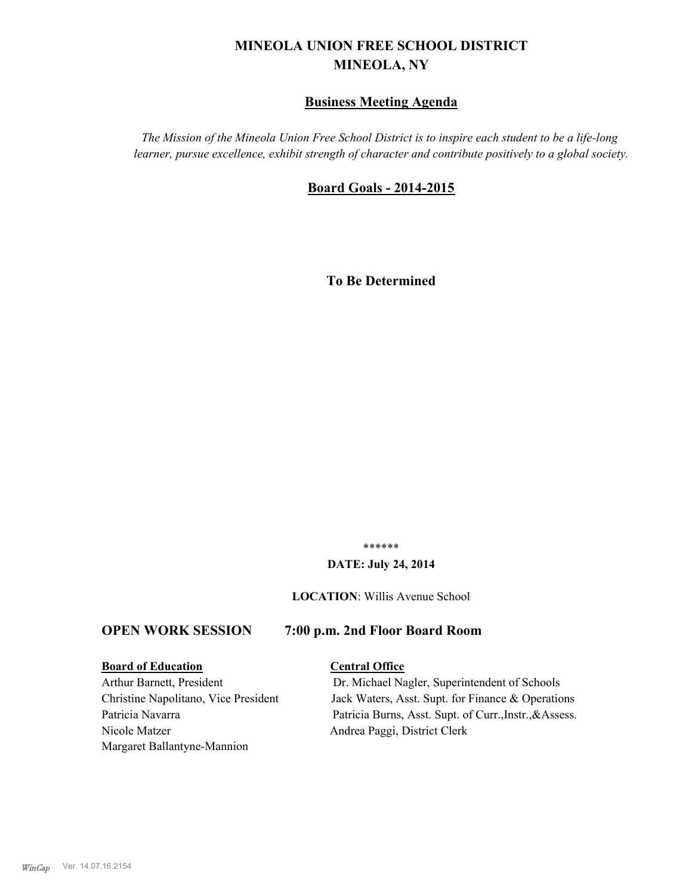# MINEOLA UNION FREE SCHOOL DISTRICT
# MINEOLA, NY

## Business Meeting Agenda

*The Mission of the Mineola Union Free School District is to inspire each student to be a life-long learner, pursue excellence, exhibit strength of character and contribute positively to a global society.*

## Board Goals - 2014-2015

**To Be Determined**

\*\*\*\*\*\*

**DATE: July 24, 2014**

**LOCATION**: Willis Avenue School

### OPEN WORK SESSION 7:00 p.m. 2nd Floor Board Room

**Board of Education**

Arthur Barnett, President
Christine Napolitano, Vice President
Patricia Navarra
Nicole Matzer
Margaret Ballantyne-Mannion

**Central Office**

Dr. Michael Nagler, Superintendent of Schools
Jack Waters, Asst. Supt. for Finance & Operations
Patricia Burns, Asst. Supt. of Curr.,Instr.,&Assess.
Andrea Paggi, District Clerk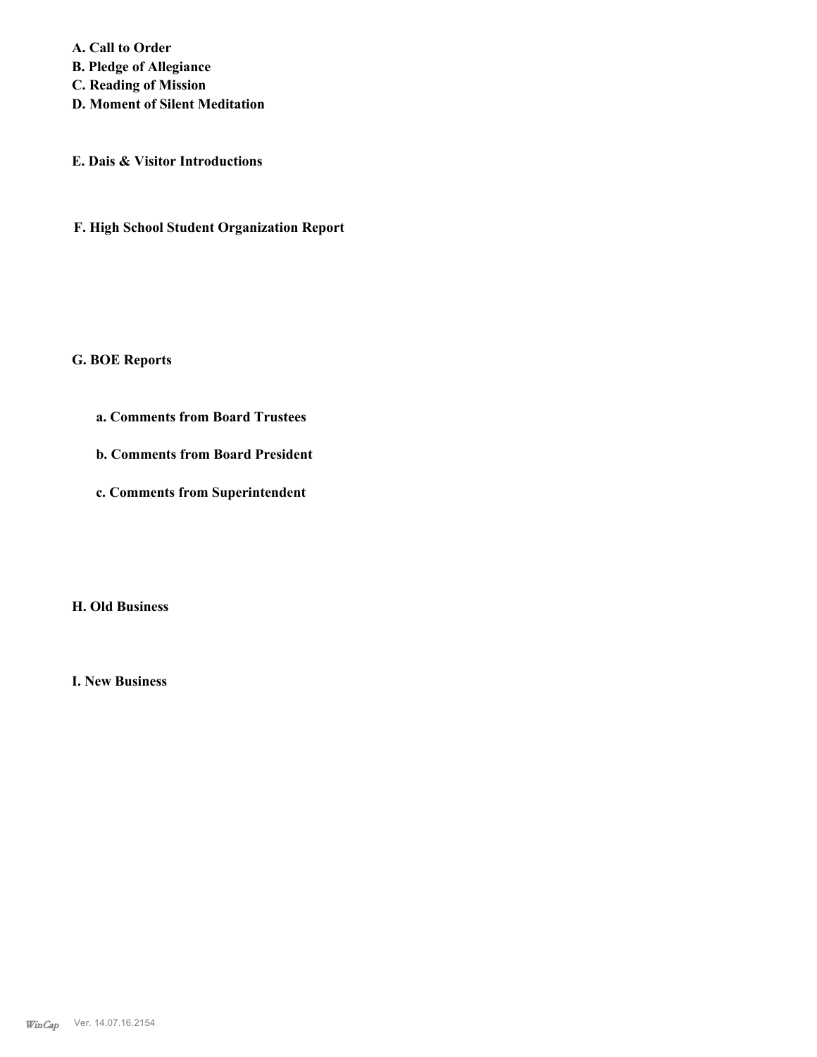**A. Call to Order**
**B. Pledge of Allegiance**
**C. Reading of Mission**
**D. Moment of Silent Meditation**

**E. Dais & Visitor Introductions**

**F. High School Student Organization Report**

**G. BOE Reports**

**a. Comments from Board Trustees**

**b. Comments from Board President**

**c. Comments from Superintendent**

**H. Old Business**

**I. New Business**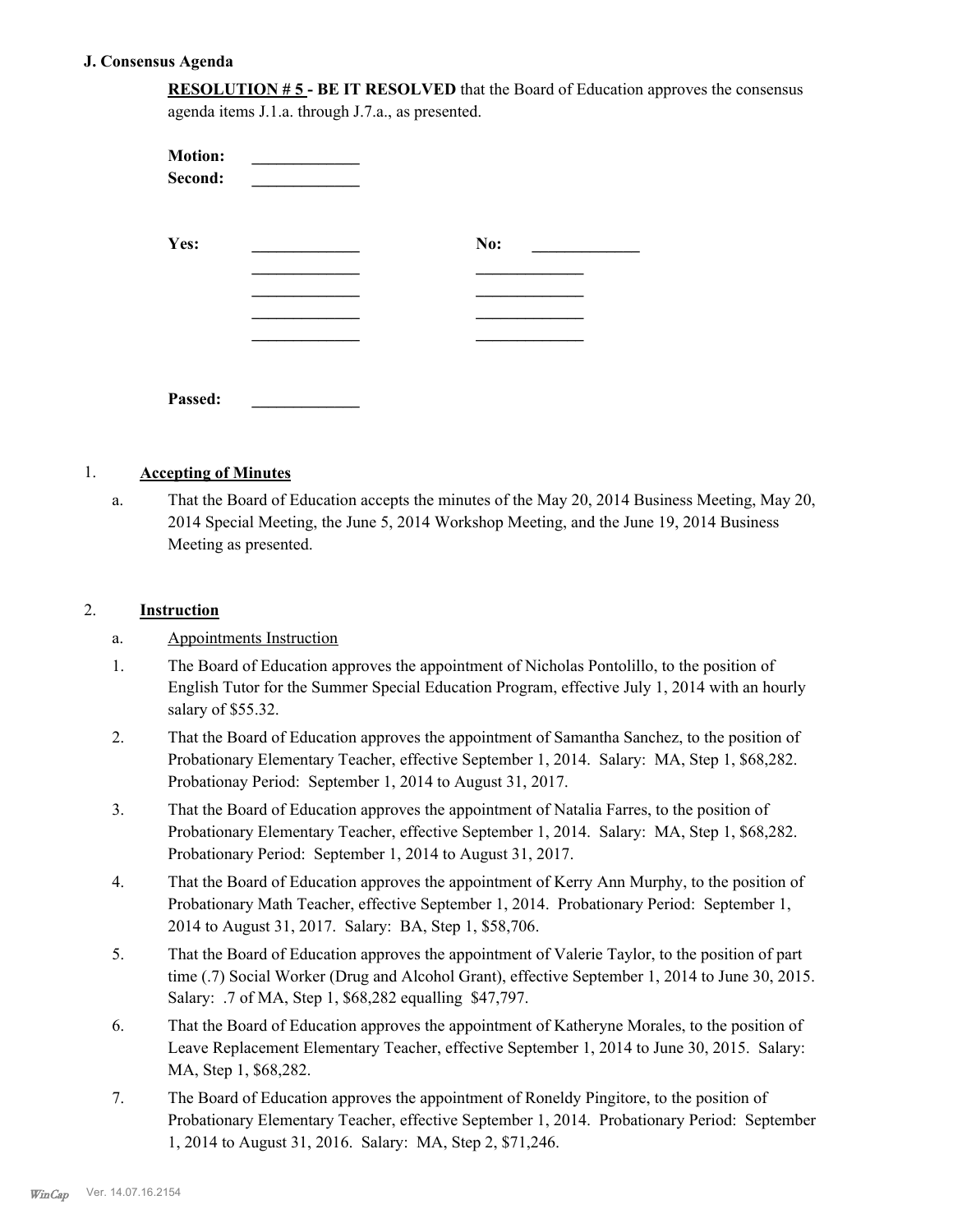### J. Consensus Agenda

**RESOLUTION # 5 - BE IT RESOLVED** that the Board of Education approves the consensus agenda items J.1.a. through J.7.a., as presented.

**Motion:** _____________

**Second:** _____________

**Yes:** _____________ **No:** _____________

_____________ _____________

_____________ _____________

_____________ _____________

_____________ _____________

**Passed:** _____________

1. **Accepting of Minutes**

   a. That the Board of Education accepts the minutes of the May 20, 2014 Business Meeting, May 20, 2014 Special Meeting, the June 5, 2014 Workshop Meeting, and the June 19, 2014 Business Meeting as presented.

2. **Instruction**

   a. Appointments Instruction

   1. The Board of Education approves the appointment of Nicholas Pontolillo, to the position of English Tutor for the Summer Special Education Program, effective July 1, 2014 with an hourly salary of $55.32.
   2. That the Board of Education approves the appointment of Samantha Sanchez, to the position of Probationary Elementary Teacher, effective September 1, 2014. Salary: MA, Step 1, $68,282. Probationay Period: September 1, 2014 to August 31, 2017.
   3. That the Board of Education approves the appointment of Natalia Farres, to the position of Probationary Elementary Teacher, effective September 1, 2014. Salary: MA, Step 1, $68,282. Probationary Period: September 1, 2014 to August 31, 2017.
   4. That the Board of Education approves the appointment of Kerry Ann Murphy, to the position of Probationary Math Teacher, effective September 1, 2014. Probationary Period: September 1, 2014 to August 31, 2017. Salary: BA, Step 1, $58,706.
   5. That the Board of Education approves the appointment of Valerie Taylor, to the position of part time (.7) Social Worker (Drug and Alcohol Grant), effective September 1, 2014 to June 30, 2015. Salary: .7 of MA, Step 1, $68,282 equalling $47,797.
   6. That the Board of Education approves the appointment of Katheryne Morales, to the position of Leave Replacement Elementary Teacher, effective September 1, 2014 to June 30, 2015. Salary: MA, Step 1, $68,282.
   7. The Board of Education approves the appointment of Roneldy Pingitore, to the position of Probationary Elementary Teacher, effective September 1, 2014. Probationary Period: September 1, 2014 to August 31, 2016. Salary: MA, Step 2, $71,246.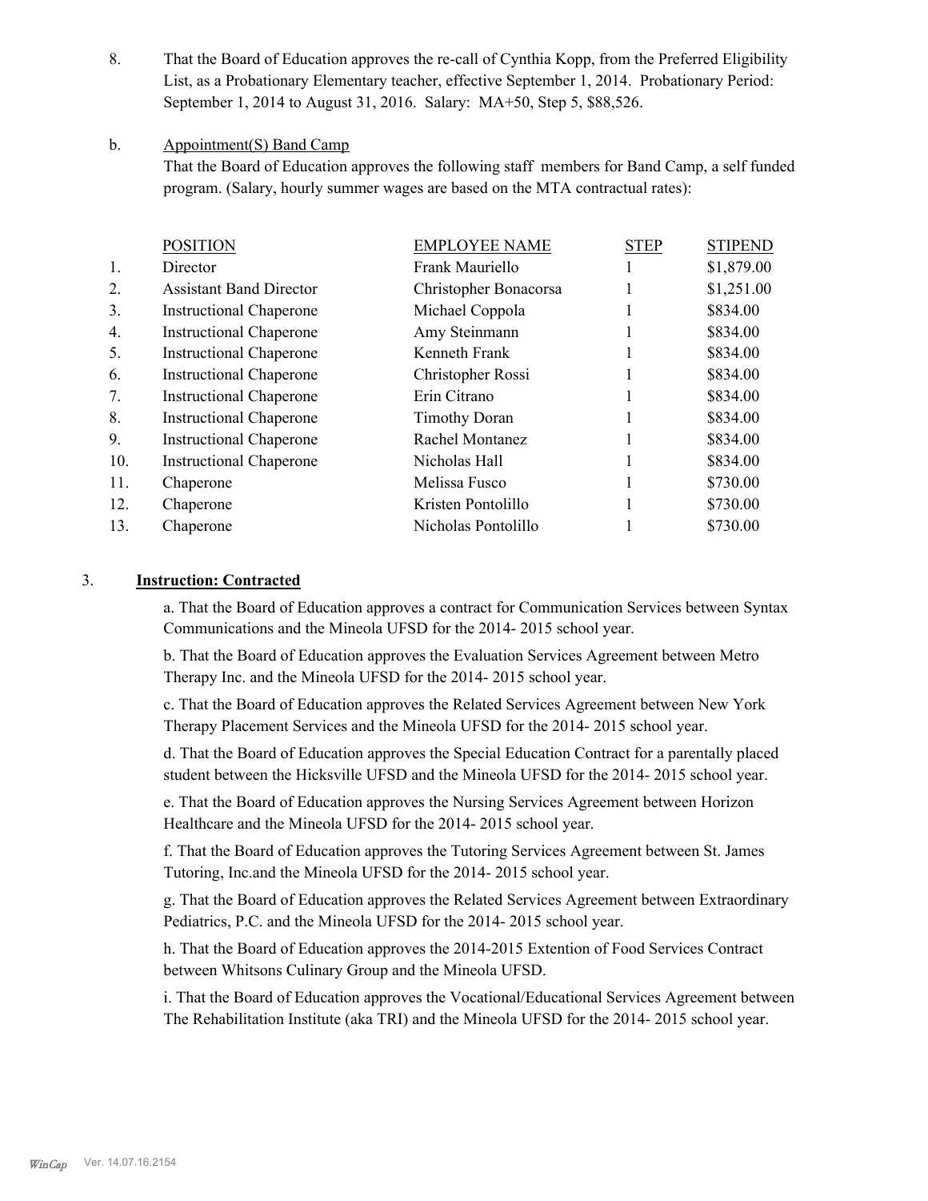8. That the Board of Education approves the re-call of Cynthia Kopp, from the Preferred Eligibility List, as a Probationary Elementary teacher, effective September 1, 2014. Probationary Period: September 1, 2014 to August 31, 2016. Salary: MA+50, Step 5, $88,526.

b. Appointment(S) Band Camp

That the Board of Education approves the following staff members for Band Camp, a self funded program. (Salary, hourly summer wages are based on the MTA contractual rates):

| | POSITION | EMPLOYEE NAME | STEP | STIPEND |
|---|---|---|---|---|
| 1. | Director | Frank Mauriello | 1 | $1,879.00 |
| 2. | Assistant Band Director | Christopher Bonacorsa | 1 | $1,251.00 |
| 3. | Instructional Chaperone | Michael Coppola | 1 | $834.00 |
| 4. | Instructional Chaperone | Amy Steinmann | 1 | $834.00 |
| 5. | Instructional Chaperone | Kenneth Frank | 1 | $834.00 |
| 6. | Instructional Chaperone | Christopher Rossi | 1 | $834.00 |
| 7. | Instructional Chaperone | Erin Citrano | 1 | $834.00 |
| 8. | Instructional Chaperone | Timothy Doran | 1 | $834.00 |
| 9. | Instructional Chaperone | Rachel Montanez | 1 | $834.00 |
| 10. | Instructional Chaperone | Nicholas Hall | 1 | $834.00 |
| 11. | Chaperone | Melissa Fusco | 1 | $730.00 |
| 12. | Chaperone | Kristen Pontolillo | 1 | $730.00 |
| 13. | Chaperone | Nicholas Pontolillo | 1 | $730.00 |

3. **Instruction: Contracted**

a. That the Board of Education approves a contract for Communication Services between Syntax Communications and the Mineola UFSD for the 2014- 2015 school year.

b. That the Board of Education approves the Evaluation Services Agreement between Metro Therapy Inc. and the Mineola UFSD for the 2014- 2015 school year.

c. That the Board of Education approves the Related Services Agreement between New York Therapy Placement Services and the Mineola UFSD for the 2014- 2015 school year.

d. That the Board of Education approves the Special Education Contract for a parentally placed student between the Hicksville UFSD and the Mineola UFSD for the 2014- 2015 school year.

e. That the Board of Education approves the Nursing Services Agreement between Horizon Healthcare and the Mineola UFSD for the 2014- 2015 school year.

f. That the Board of Education approves the Tutoring Services Agreement between St. James Tutoring, Inc.and the Mineola UFSD for the 2014- 2015 school year.

g. That the Board of Education approves the Related Services Agreement between Extraordinary Pediatrics, P.C. and the Mineola UFSD for the 2014- 2015 school year.

h. That the Board of Education approves the 2014-2015 Extention of Food Services Contract between Whitsons Culinary Group and the Mineola UFSD.

i. That the Board of Education approves the Vocational/Educational Services Agreement between The Rehabilitation Institute (aka TRI) and the Mineola UFSD for the 2014- 2015 school year.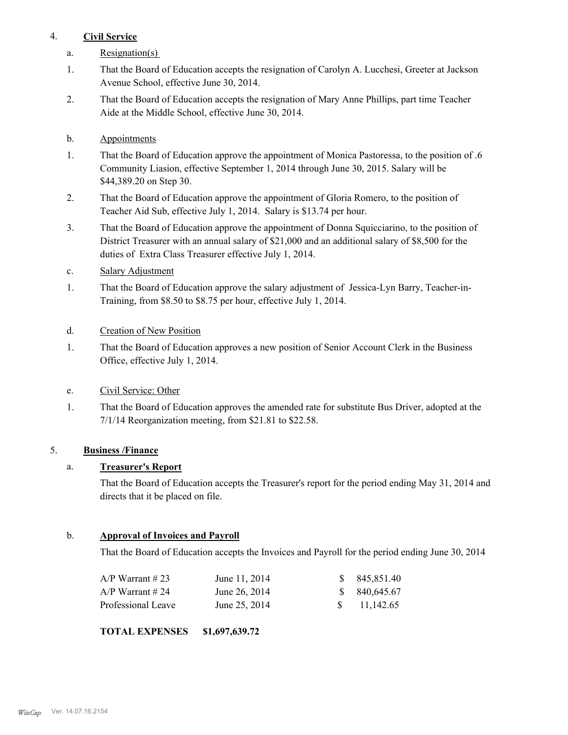4. **Civil Service**

a. Resignation(s)

1. That the Board of Education accepts the resignation of Carolyn A. Lucchesi, Greeter at Jackson Avenue School, effective June 30, 2014.

2. That the Board of Education accepts the resignation of Mary Anne Phillips, part time Teacher Aide at the Middle School, effective June 30, 2014.

b. Appointments

1. That the Board of Education approve the appointment of Monica Pastoressa, to the position of .6 Community Liasion, effective September 1, 2014 through June 30, 2015. Salary will be $44,389.20 on Step 30.

2. That the Board of Education approve the appointment of Gloria Romero, to the position of Teacher Aid Sub, effective July 1, 2014. Salary is $13.74 per hour.

3. That the Board of Education approve the appointment of Donna Squicciarino, to the position of District Treasurer with an annual salary of $21,000 and an additional salary of $8,500 for the duties of Extra Class Treasurer effective July 1, 2014.

c. Salary Adjustment

1. That the Board of Education approve the salary adjustment of Jessica-Lyn Barry, Teacher-in-Training, from $8.50 to $8.75 per hour, effective July 1, 2014.

d. Creation of New Position

1. That the Board of Education approves a new position of Senior Account Clerk in the Business Office, effective July 1, 2014.

e. Civil Service: Other

1. That the Board of Education approves the amended rate for substitute Bus Driver, adopted at the 7/1/14 Reorganization meeting, from $21.81 to $22.58.

5. **Business /Finance**

a. **Treasurer's Report**

That the Board of Education accepts the Treasurer's report for the period ending May 31, 2014 and directs that it be placed on file.

b. **Approval of Invoices and Payroll**

That the Board of Education accepts the Invoices and Payroll for the period ending June 30, 2014

| | | |
|---|---|---|
| A/P Warrant # 23 | June 11, 2014 | $ 845,851.40 |
| A/P Warrant # 24 | June 26, 2014 | $ 840,645.67 |
| Professional Leave | June 25, 2014 | $ 11,142.65 |

**TOTAL EXPENSES $1,697,639.72**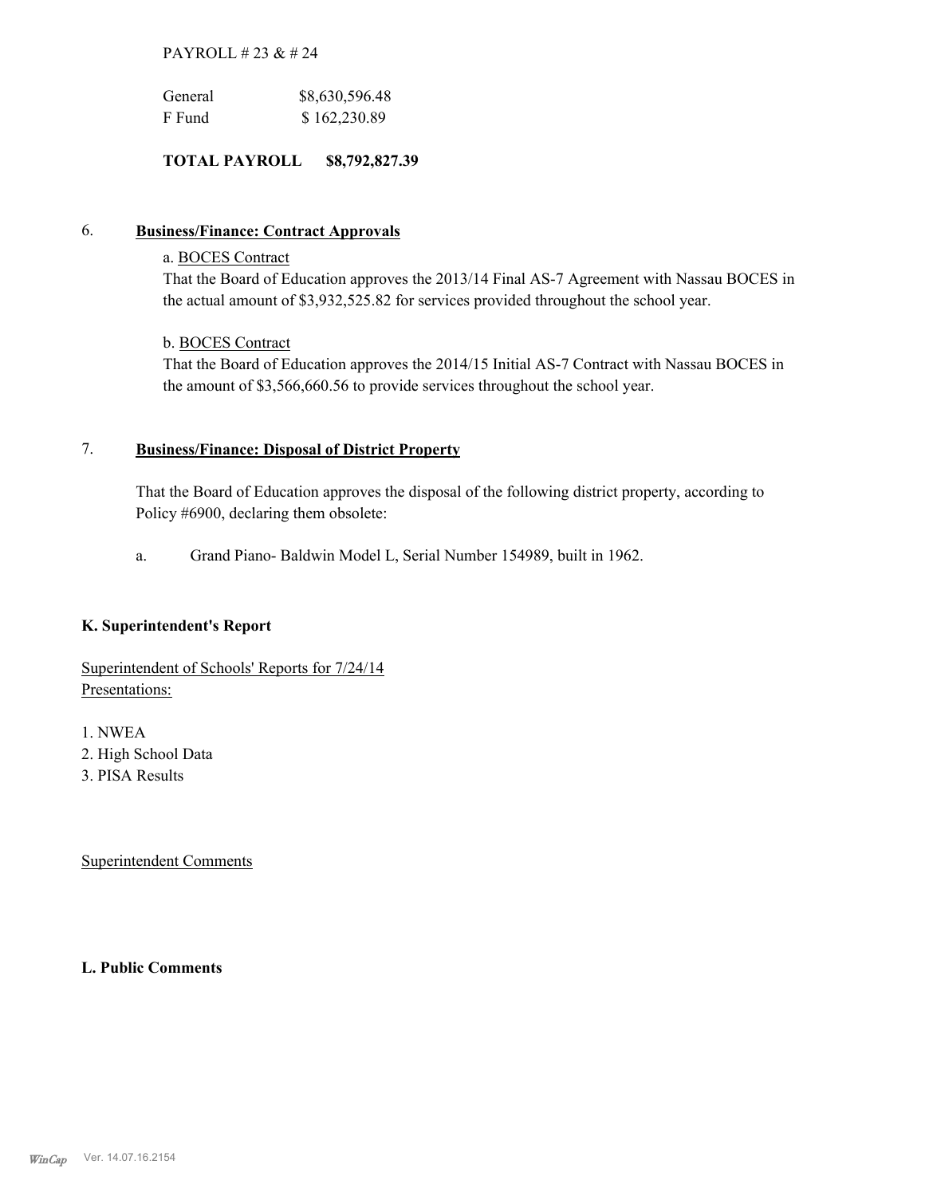PAYROLL # 23 & # 24

| | |
|---|---|
| General | $8,630,596.48 |
| F Fund | $ 162,230.89 |

**TOTAL PAYROLL $8,792,827.39**

6. **Business/Finance: Contract Approvals**

a. BOCES Contract
That the Board of Education approves the 2013/14 Final AS-7 Agreement with Nassau BOCES in the actual amount of $3,932,525.82 for services provided throughout the school year.

b. BOCES Contract
That the Board of Education approves the 2014/15 Initial AS-7 Contract with Nassau BOCES in the amount of $3,566,660.56 to provide services throughout the school year.

7. **Business/Finance: Disposal of District Property**

That the Board of Education approves the disposal of the following district property, according to Policy #6900, declaring them obsolete:

a. Grand Piano- Baldwin Model L, Serial Number 154989, built in 1962.

**K. Superintendent's Report**

Superintendent of Schools' Reports for 7/24/14
Presentations:

1. NWEA
2. High School Data
3. PISA Results

Superintendent Comments

**L. Public Comments**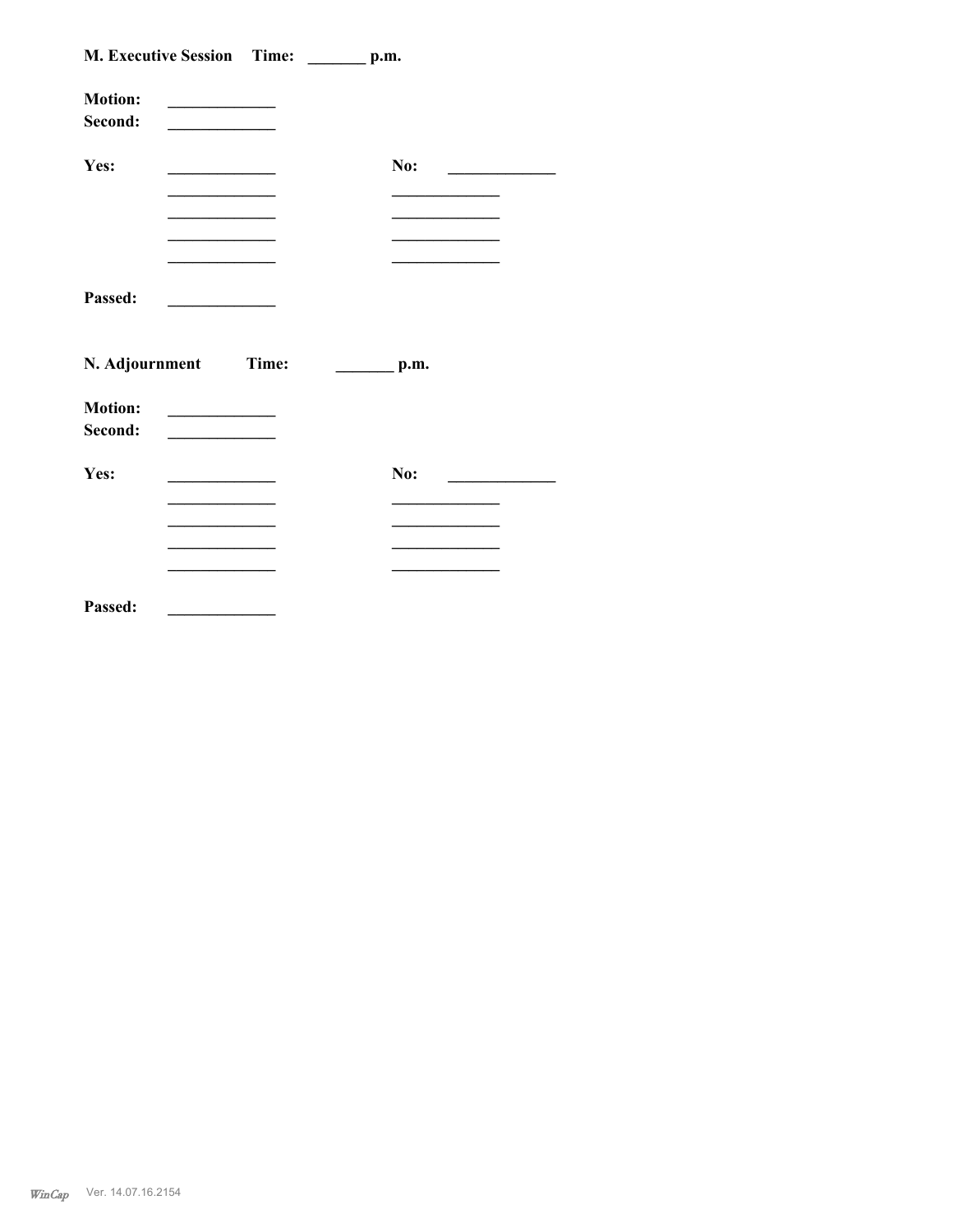**M. Executive Session Time: _______ p.m.**

**Motion:** _____________
**Second:** _____________

**Yes:** _____________ **No:** _____________
_____________ _____________
_____________ _____________
_____________ _____________
_____________ _____________

**Passed:** _____________

**N. Adjournment Time: _______ p.m.**

**Motion:** _____________
**Second:** _____________

**Yes:** _____________ **No:** _____________
_____________ _____________
_____________ _____________
_____________ _____________
_____________ _____________

**Passed:** _____________

*WinCap* Ver. 14.07.16.2154